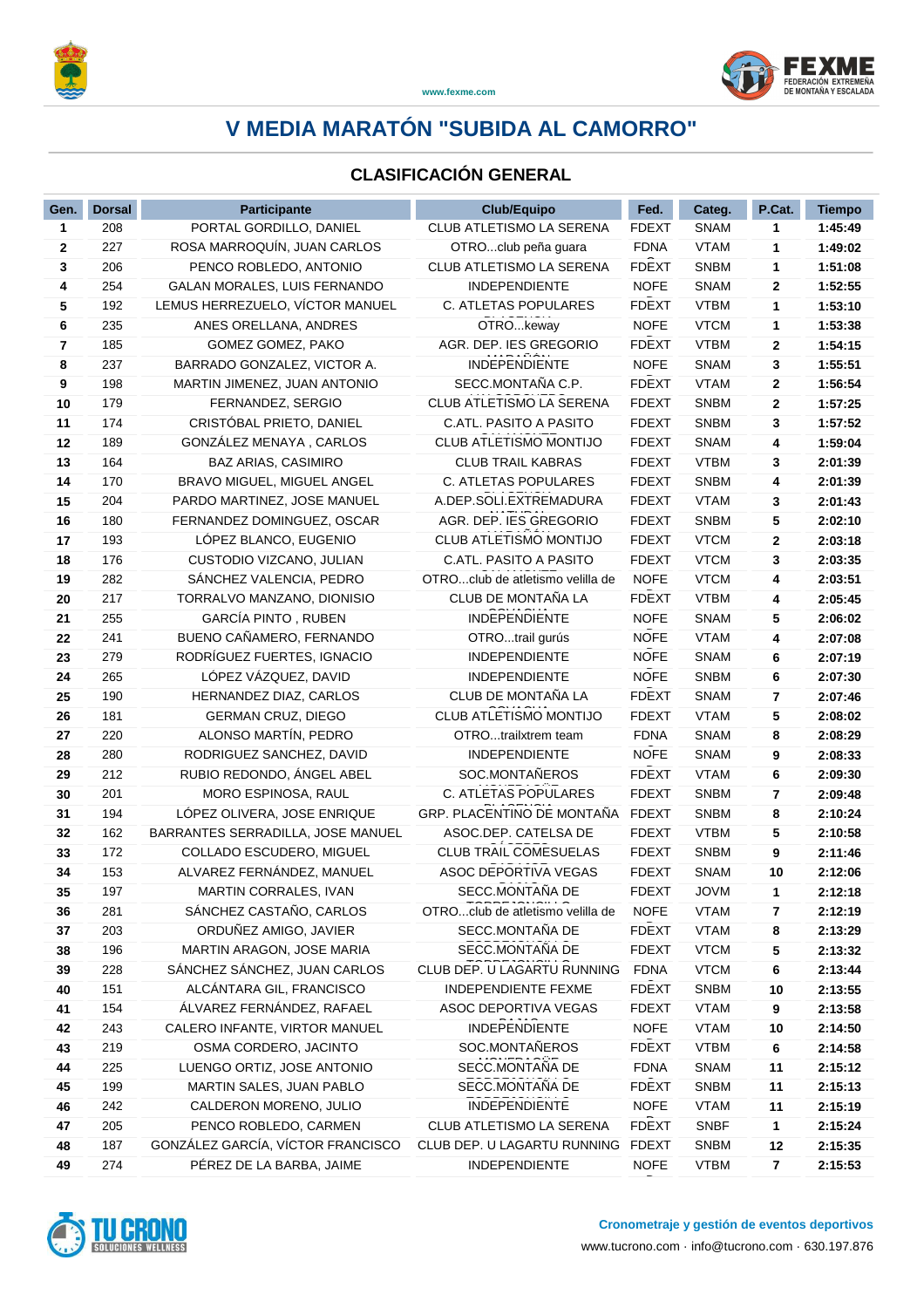# V MEDIA MARATÓN "SUBIDA AL CAMORRO"

## CLASIFICACIÓN GENERAL

| Gen. | Dorsal | Participante | Club/Equipo | Fed. | Categ. | P.Cat. | Tiempo |
|---|---|---|---|---|---|---|---|
| 1 | 208 | PORTAL GORDILLO, DANIEL | CLUB ATLETISMO LA SERENA | FDEXT | SNAM | 1 | 1:45:49 |
| 2 | 227 | ROSA MARROQUÍN, JUAN CARLOS | OTRO...club peña guara | FDNA | VTAM | 1 | 1:49:02 |
| 3 | 206 | PENCO ROBLEDO, ANTONIO | CLUB ATLETISMO LA SERENA | FDEXT | SNBM | 1 | 1:51:08 |
| 4 | 254 | GALAN MORALES, LUIS FERNANDO | INDEPENDIENTE | NOFE | SNAM | 2 | 1:52:55 |
| 5 | 192 | LEMUS HERREZUELO, VÍCTOR MANUEL | C. ATLETAS POPULARES | FDEXT | VTBM | 1 | 1:53:10 |
| 6 | 235 | ANES ORELLANA, ANDRES | OTRO...keway | NOFE | VTCM | 1 | 1:53:38 |
| 7 | 185 | GOMEZ GOMEZ, PAKO | AGR. DEP. IES GREGORIO | FDEXT | VTBM | 2 | 1:54:15 |
| 8 | 237 | BARRADO GONZALEZ, VICTOR A. | INDEPENDIENTE | NOFE | SNAM | 3 | 1:55:51 |
| 9 | 198 | MARTIN JIMENEZ, JUAN ANTONIO | SECC.MONTAÑA C.P. | FDEXT | VTAM | 2 | 1:56:54 |
| 10 | 179 | FERNANDEZ, SERGIO | CLUB ATLETISMO LA SERENA | FDEXT | SNBM | 2 | 1:57:25 |
| 11 | 174 | CRISTÓBAL PRIETO, DANIEL | C.ATL. PASITO A PASITO | FDEXT | SNBM | 3 | 1:57:52 |
| 12 | 189 | GONZÁLEZ MENAYA , CARLOS | CLUB ATLETISMO MONTIJO | FDEXT | SNAM | 4 | 1:59:04 |
| 13 | 164 | BAZ ARIAS, CASIMIRO | CLUB TRAIL KABRAS | FDEXT | VTBM | 3 | 2:01:39 |
| 14 | 170 | BRAVO MIGUEL, MIGUEL ANGEL | C. ATLETAS POPULARES | FDEXT | SNBM | 4 | 2:01:39 |
| 15 | 204 | PARDO MARTINEZ, JOSE MANUEL | A.DEP.SOLI.EXTREMADURA | FDEXT | VTAM | 3 | 2:01:43 |
| 16 | 180 | FERNANDEZ DOMINGUEZ, OSCAR | AGR. DEP. IES GREGORIO | FDEXT | SNBM | 5 | 2:02:10 |
| 17 | 193 | LÓPEZ BLANCO, EUGENIO | CLUB ATLETISMO MONTIJO | FDEXT | VTCM | 2 | 2:03:18 |
| 18 | 176 | CUSTODIO VIZCANO, JULIAN | C.ATL. PASITO A PASITO | FDEXT | VTCM | 3 | 2:03:35 |
| 19 | 282 | SÁNCHEZ VALENCIA, PEDRO | OTRO...club de atletismo velilla de | NOFE | VTCM | 4 | 2:03:51 |
| 20 | 217 | TORRALVO MANZANO, DIONISIO | CLUB DE MONTAÑA LA | FDEXT | VTBM | 4 | 2:05:45 |
| 21 | 255 | GARCÍA PINTO , RUBEN | INDEPENDIENTE | NOFE | SNAM | 5 | 2:06:02 |
| 22 | 241 | BUENO CAÑAMERO, FERNANDO | OTRO...trail gurús | NOFE | VTAM | 4 | 2:07:08 |
| 23 | 279 | RODRÍGUEZ FUERTES, IGNACIO | INDEPENDIENTE | NOFE | SNAM | 6 | 2:07:19 |
| 24 | 265 | LÓPEZ VÁZQUEZ, DAVID | INDEPENDIENTE | NOFE | SNBM | 6 | 2:07:30 |
| 25 | 190 | HERNANDEZ DIAZ, CARLOS | CLUB DE MONTAÑA LA | FDEXT | SNAM | 7 | 2:07:46 |
| 26 | 181 | GERMAN CRUZ, DIEGO | CLUB ATLETISMO MONTIJO | FDEXT | VTAM | 5 | 2:08:02 |
| 27 | 220 | ALONSO MARTÍN, PEDRO | OTRO...trailxtrem team | FDNA | SNAM | 8 | 2:08:29 |
| 28 | 280 | RODRIGUEZ SANCHEZ, DAVID | INDEPENDIENTE | NOFE | SNAM | 9 | 2:08:33 |
| 29 | 212 | RUBIO REDONDO, ÁNGEL ABEL | SOC.MONTAÑEROS | FDEXT | VTAM | 6 | 2:09:30 |
| 30 | 201 | MORO ESPINOSA, RAUL | C. ATLETAS POPULARES | FDEXT | SNBM | 7 | 2:09:48 |
| 31 | 194 | LÓPEZ OLIVERA, JOSE ENRIQUE | GRP. PLACENTINO DE MONTAÑA | FDEXT | SNBM | 8 | 2:10:24 |
| 32 | 162 | BARRANTES SERRADILLA, JOSE MANUEL | ASOC.DEP. CATELSA DE | FDEXT | VTBM | 5 | 2:10:58 |
| 33 | 172 | COLLADO ESCUDERO, MIGUEL | CLUB TRAIL COMESUELAS | FDEXT | SNBM | 9 | 2:11:46 |
| 34 | 153 | ALVAREZ FERNÁNDEZ, MANUEL | ASOC DEPORTIVA VEGAS | FDEXT | SNAM | 10 | 2:12:06 |
| 35 | 197 | MARTIN CORRALES, IVAN | SECC.MONTAÑA DE | FDEXT | JOVM | 1 | 2:12:18 |
| 36 | 281 | SÁNCHEZ CASTAÑO, CARLOS | OTRO...club de atletismo velilla de | NOFE | VTAM | 7 | 2:12:19 |
| 37 | 203 | ORDUÑEZ AMIGO, JAVIER | SECC.MONTAÑA DE | FDEXT | VTAM | 8 | 2:13:29 |
| 38 | 196 | MARTIN ARAGON, JOSE MARIA | SECC.MONTAÑA DE | FDEXT | VTCM | 5 | 2:13:32 |
| 39 | 228 | SÁNCHEZ SÁNCHEZ, JUAN CARLOS | CLUB DEP. U LAGARTU RUNNING | FDNA | VTCM | 6 | 2:13:44 |
| 40 | 151 | ALCÁNTARA GIL, FRANCISCO | INDEPENDIENTE FEXME | FDEXT | SNBM | 10 | 2:13:55 |
| 41 | 154 | ÁLVAREZ FERNÁNDEZ, RAFAEL | ASOC DEPORTIVA VEGAS | FDEXT | VTAM | 9 | 2:13:58 |
| 42 | 243 | CALERO INFANTE, VIRTOR MANUEL | INDEPENDIENTE | NOFE | VTAM | 10 | 2:14:50 |
| 43 | 219 | OSMA CORDERO, JACINTO | SOC.MONTAÑEROS | FDEXT | VTBM | 6 | 2:14:58 |
| 44 | 225 | LUENGO ORTIZ, JOSE ANTONIO | SECC.MONTAÑA DE | FDNA | SNAM | 11 | 2:15:12 |
| 45 | 199 | MARTIN SALES, JUAN PABLO | SECC.MONTAÑA DE | FDEXT | SNBM | 11 | 2:15:13 |
| 46 | 242 | CALDERON MORENO, JULIO | INDEPENDIENTE | NOFE | VTAM | 11 | 2:15:19 |
| 47 | 205 | PENCO ROBLEDO, CARMEN | CLUB ATLETISMO LA SERENA | FDEXT | SNBF | 1 | 2:15:24 |
| 48 | 187 | GONZÁLEZ GARCÍA, VÍCTOR FRANCISCO | CLUB DEP. U LAGARTU RUNNING | FDEXT | SNBM | 12 | 2:15:35 |
| 49 | 274 | PÉREZ DE LA BARBA, JAIME | INDEPENDIENTE | NOFE | VTBM | 7 | 2:15:53 |

**Cronometraje y gestión de eventos deportivos**

www.tucrono.com · info@tucrono.com · 630.197.876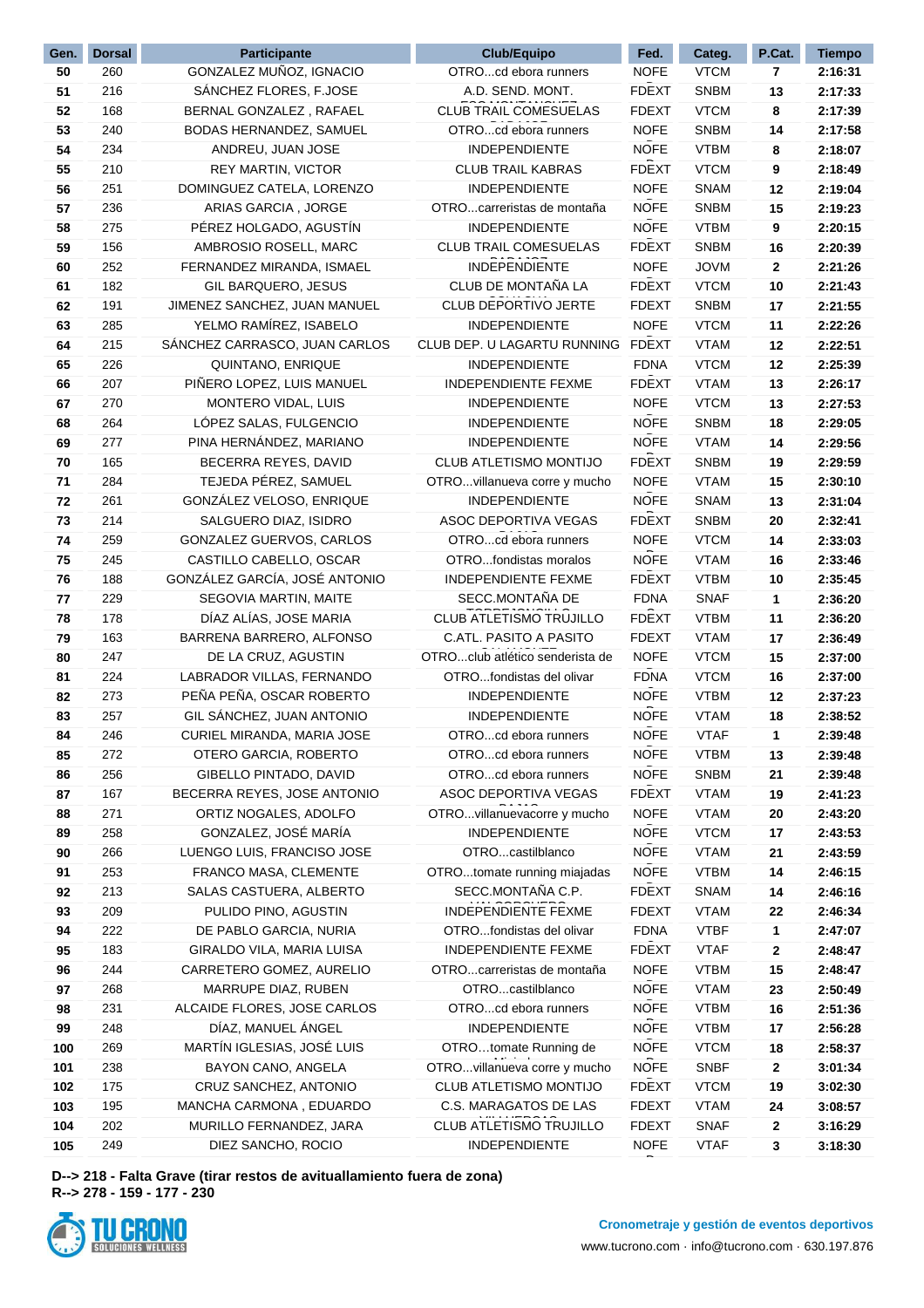| Gen. | Dorsal | Participante | Club/Equipo | Fed. | Categ. | P.Cat. | Tiempo |
|---|---|---|---|---|---|---|---|
| 50 | 260 | GONZALEZ MUÑOZ, IGNACIO | OTRO...cd ebora runners | NOFE | VTCM | 7 | 2:16:31 |
| 51 | 216 | SÁNCHEZ FLORES, F.JOSE | A.D. SEND. MONT. | FDEXT | SNBM | 13 | 2:17:33 |
| 52 | 168 | BERNAL GONZALEZ , RAFAEL | CLUB TRAIL COMESUELAS | FDEXT | VTCM | 8 | 2:17:39 |
| 53 | 240 | BODAS HERNANDEZ, SAMUEL | OTRO...cd ebora runners | NOFE | SNBM | 14 | 2:17:58 |
| 54 | 234 | ANDREU, JUAN JOSE | INDEPENDIENTE | NOFE | VTBM | 8 | 2:18:07 |
| 55 | 210 | REY MARTIN, VICTOR | CLUB TRAIL KABRAS | FDEXT | VTCM | 9 | 2:18:49 |
| 56 | 251 | DOMINGUEZ CATELA, LORENZO | INDEPENDIENTE | NOFE | SNAM | 12 | 2:19:04 |
| 57 | 236 | ARIAS GARCIA , JORGE | OTRO...carreristas de montaña | NOFE | SNBM | 15 | 2:19:23 |
| 58 | 275 | PÉREZ HOLGADO, AGUSTÍN | INDEPENDIENTE | NOFE | VTBM | 9 | 2:20:15 |
| 59 | 156 | AMBROSIO ROSELL, MARC | CLUB TRAIL COMESUELAS | FDEXT | SNBM | 16 | 2:20:39 |
| 60 | 252 | FERNANDEZ MIRANDA, ISMAEL | INDEPENDIENTE | NOFE | JOVM | 2 | 2:21:26 |
| 61 | 182 | GIL BARQUERO, JESUS | CLUB DE MONTAÑA LA | FDEXT | VTCM | 10 | 2:21:43 |
| 62 | 191 | JIMENEZ SANCHEZ, JUAN MANUEL | CLUB DEPORTIVO JERTE | FDEXT | SNBM | 17 | 2:21:55 |
| 63 | 285 | YELMO RAMÍREZ, ISABELO | INDEPENDIENTE | NOFE | VTCM | 11 | 2:22:26 |
| 64 | 215 | SÁNCHEZ CARRASCO, JUAN CARLOS | CLUB DEP. U LAGARTU RUNNING | FDEXT | VTAM | 12 | 2:22:51 |
| 65 | 226 | QUINTANO, ENRIQUE | INDEPENDIENTE | FDNA | VTCM | 12 | 2:25:39 |
| 66 | 207 | PIÑERO LOPEZ, LUIS MANUEL | INDEPENDIENTE FEXME | FDEXT | VTAM | 13 | 2:26:17 |
| 67 | 270 | MONTERO VIDAL, LUIS | INDEPENDIENTE | NOFE | VTCM | 13 | 2:27:53 |
| 68 | 264 | LÓPEZ SALAS, FULGENCIO | INDEPENDIENTE | NOFE | SNBM | 18 | 2:29:05 |
| 69 | 277 | PINA HERNÁNDEZ, MARIANO | INDEPENDIENTE | NOFE | VTAM | 14 | 2:29:56 |
| 70 | 165 | BECERRA REYES, DAVID | CLUB ATLETISMO MONTIJO | FDEXT | SNBM | 19 | 2:29:59 |
| 71 | 284 | TEJEDA PÉREZ, SAMUEL | OTRO...villanueva corre y mucho | NOFE | VTAM | 15 | 2:30:10 |
| 72 | 261 | GONZÁLEZ VELOSO, ENRIQUE | INDEPENDIENTE | NOFE | SNAM | 13 | 2:31:04 |
| 73 | 214 | SALGUERO DIAZ, ISIDRO | ASOC DEPORTIVA VEGAS | FDEXT | SNBM | 20 | 2:32:41 |
| 74 | 259 | GONZALEZ GUERVOS, CARLOS | OTRO...cd ebora runners | NOFE | VTCM | 14 | 2:33:03 |
| 75 | 245 | CASTILLO CABELLO, OSCAR | OTRO...fondistas moralos | NOFE | VTAM | 16 | 2:33:46 |
| 76 | 188 | GONZÁLEZ GARCÍA, JOSÉ ANTONIO | INDEPENDIENTE FEXME | FDEXT | VTBM | 10 | 2:35:45 |
| 77 | 229 | SEGOVIA MARTIN, MAITE | SECC.MONTAÑA DE | FDNA | SNAF | 1 | 2:36:20 |
| 78 | 178 | DÍAZ ALÍAS, JOSE MARIA | CLUB ATLETISMO TRUJILLO | FDEXT | VTBM | 11 | 2:36:20 |
| 79 | 163 | BARRENA BARRERO, ALFONSO | C.ATL. PASITO A PASITO | FDEXT | VTAM | 17 | 2:36:49 |
| 80 | 247 | DE LA CRUZ, AGUSTIN | OTRO...club atlético senderista de | NOFE | VTCM | 15 | 2:37:00 |
| 81 | 224 | LABRADOR VILLAS, FERNANDO | OTRO...fondistas del olivar | FDNA | VTCM | 16 | 2:37:00 |
| 82 | 273 | PEÑA PEÑA, OSCAR ROBERTO | INDEPENDIENTE | NOFE | VTBM | 12 | 2:37:23 |
| 83 | 257 | GIL SÁNCHEZ, JUAN ANTONIO | INDEPENDIENTE | NOFE | VTAM | 18 | 2:38:52 |
| 84 | 246 | CURIEL MIRANDA, MARIA JOSE | OTRO...cd ebora runners | NOFE | VTAF | 1 | 2:39:48 |
| 85 | 272 | OTERO GARCIA, ROBERTO | OTRO...cd ebora runners | NOFE | VTBM | 13 | 2:39:48 |
| 86 | 256 | GIBELLO PINTADO, DAVID | OTRO...cd ebora runners | NOFE | SNBM | 21 | 2:39:48 |
| 87 | 167 | BECERRA REYES, JOSE ANTONIO | ASOC DEPORTIVA VEGAS | FDEXT | VTAM | 19 | 2:41:23 |
| 88 | 271 | ORTIZ NOGALES, ADOLFO | OTRO...villanuevacorre y mucho | NOFE | VTAM | 20 | 2:43:20 |
| 89 | 258 | GONZALEZ, JOSÉ MARÍA | INDEPENDIENTE | NOFE | VTCM | 17 | 2:43:53 |
| 90 | 266 | LUENGO LUIS, FRANCISO JOSE | OTRO...castilblanco | NOFE | VTAM | 21 | 2:43:59 |
| 91 | 253 | FRANCO MASA, CLEMENTE | OTRO...tomate running miajadas | NOFE | VTBM | 14 | 2:46:15 |
| 92 | 213 | SALAS CASTUERA, ALBERTO | SECC.MONTAÑA C.P. | FDEXT | SNAM | 14 | 2:46:16 |
| 93 | 209 | PULIDO PINO, AGUSTIN | INDEPENDIENTE FEXME | FDEXT | VTAM | 22 | 2:46:34 |
| 94 | 222 | DE PABLO GARCIA, NURIA | OTRO...fondistas del olivar | FDNA | VTBF | 1 | 2:47:07 |
| 95 | 183 | GIRALDO VILA, MARIA LUISA | INDEPENDIENTE FEXME | FDEXT | VTAF | 2 | 2:48:47 |
| 96 | 244 | CARRETERO GOMEZ, AURELIO | OTRO...carreristas de montaña | NOFE | VTBM | 15 | 2:48:47 |
| 97 | 268 | MARRUPE DIAZ, RUBEN | OTRO...castilblanco | NOFE | VTAM | 23 | 2:50:49 |
| 98 | 231 | ALCAIDE FLORES, JOSE CARLOS | OTRO...cd ebora runners | NOFE | VTBM | 16 | 2:51:36 |
| 99 | 248 | DÍAZ, MANUEL ÁNGEL | INDEPENDIENTE | NOFE | VTBM | 17 | 2:56:28 |
| 100 | 269 | MARTÍN IGLESIAS, JOSÉ LUIS | OTRO...tomate Running de | NOFE | VTCM | 18 | 2:58:37 |
| 101 | 238 | BAYON CANO, ANGELA | OTRO...villanueva corre y mucho | NOFE | SNBF | 2 | 3:01:34 |
| 102 | 175 | CRUZ SANCHEZ, ANTONIO | CLUB ATLETISMO MONTIJO | FDEXT | VTCM | 19 | 3:02:30 |
| 103 | 195 | MANCHA CARMONA , EDUARDO | C.S. MARAGATOS DE LAS | FDEXT | VTAM | 24 | 3:08:57 |
| 104 | 202 | MURILLO FERNANDEZ, JARA | CLUB ATLETISMO TRUJILLO | FDEXT | SNAF | 2 | 3:16:29 |
| 105 | 249 | DIEZ SANCHO, ROCIO | INDEPENDIENTE | NOFE | VTAF | 3 | 3:18:30 |

**D--> 218 - Falta Grave (tirar restos de avituallamiento fuera de zona)**
**R--> 278 - 159 - 177 - 230**

TU CRONO SOLUCIONES WELLNESS

**Cronometraje y gestión de eventos deportivos**
www.tucrono.com · info@tucrono.com · 630.197.876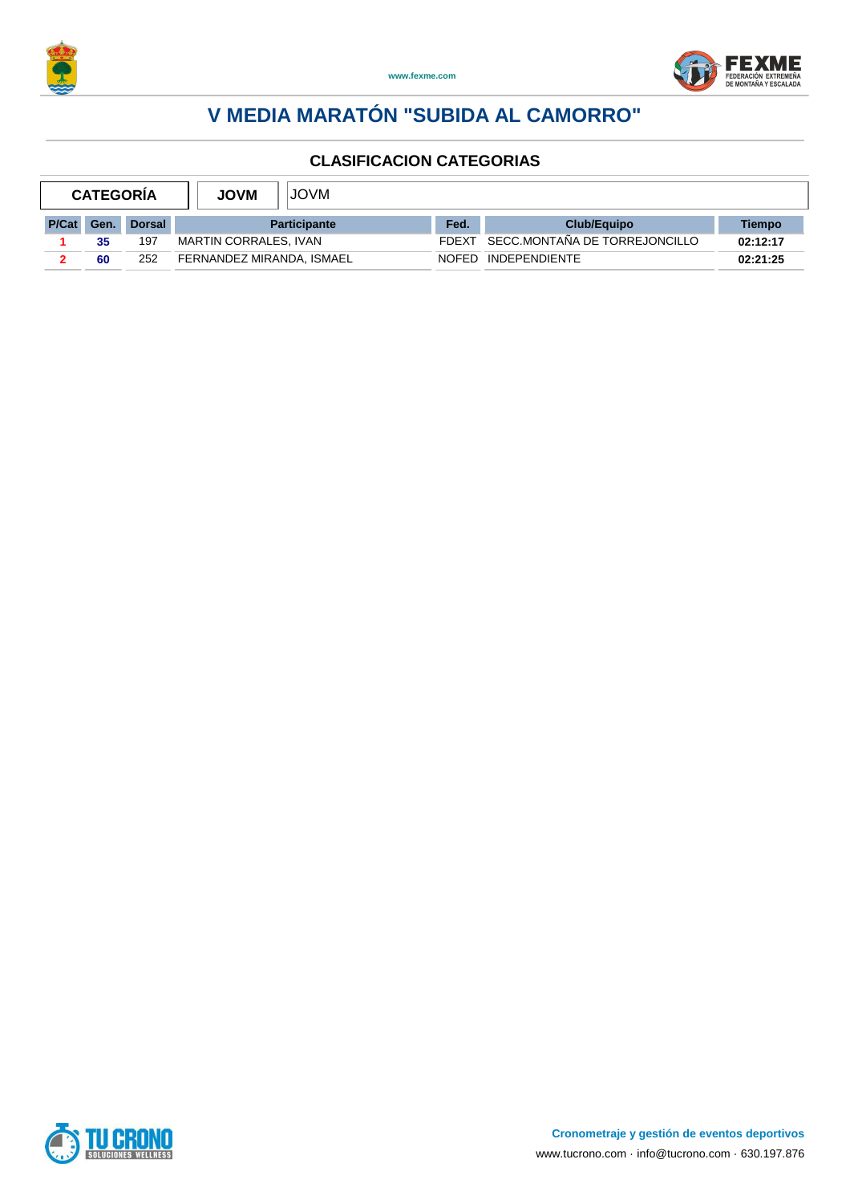# V MEDIA MARATÓN "SUBIDA AL CAMORRO"

## CLASIFICACION CATEGORIAS

| CATEGORÍA | JOVM | JOVM |
|---|---|---|

| P/Cat | Gen. | Dorsal | Participante | Fed. | Club/Equipo | Tiempo |
|---|---|---|---|---|---|---|
| 1 | 35 | 197 | MARTIN CORRALES, IVAN | FDEXT | SECC.MONTAÑA DE TORREJONCILLO | 02:12:17 |
| 2 | 60 | 252 | FERNANDEZ MIRANDA, ISMAEL | NOFED | INDEPENDIENTE | 02:21:25 |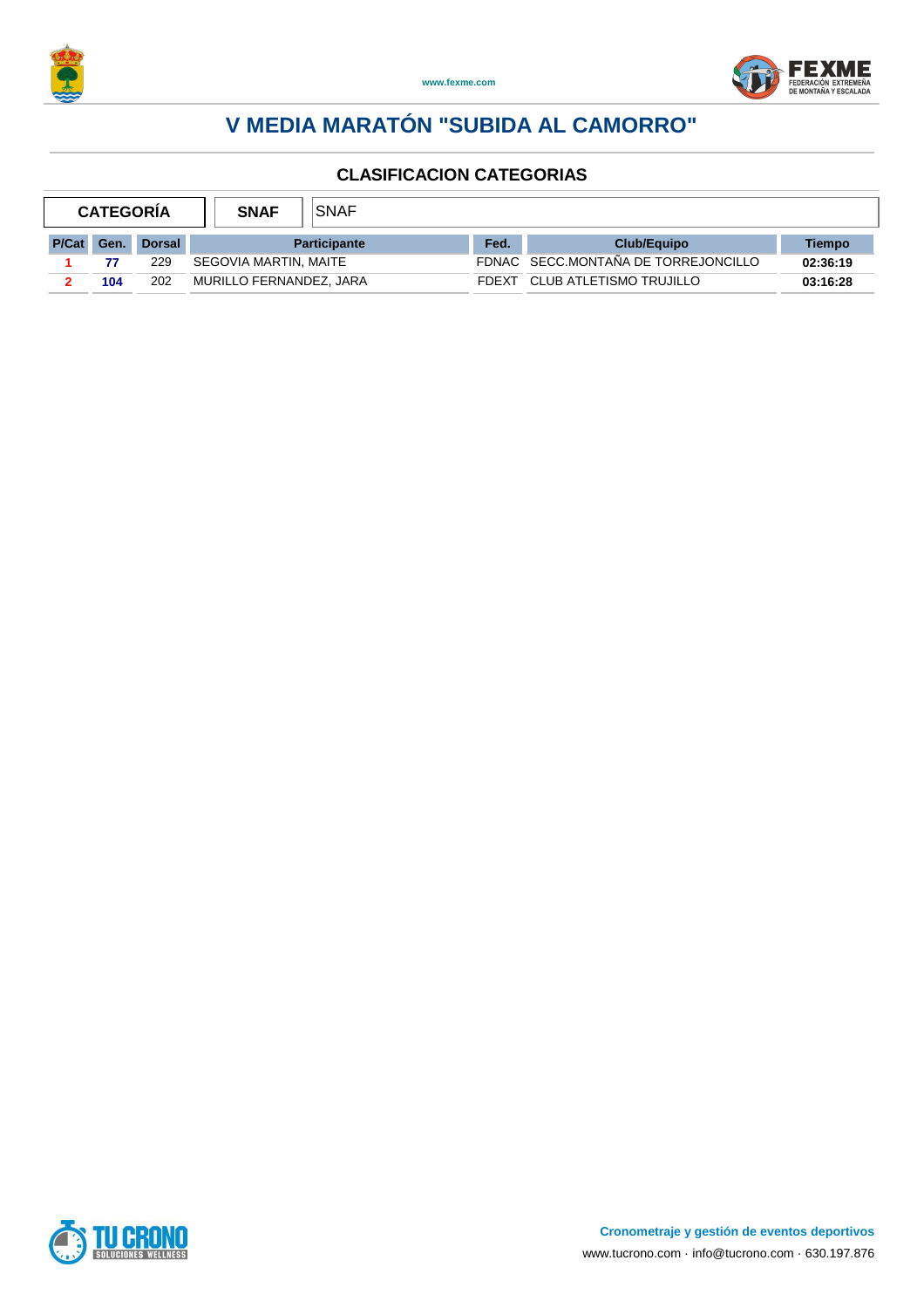# V MEDIA MARATÓN "SUBIDA AL CAMORRO"

## CLASIFICACION CATEGORIAS

| CATEGORÍA | SNAF | SNAF |
|---|---|---|

| P/Cat | Gen. | Dorsal | Participante | Fed. | Club/Equipo | Tiempo |
|---|---|---|---|---|---|---|
| 1 | 77 | 229 | SEGOVIA MARTIN, MAITE | FDNAC | SECC.MONTAÑA DE TORREJONCILLO | 02:36:19 |
| 2 | 104 | 202 | MURILLO FERNANDEZ, JARA | FDEXT | CLUB ATLETISMO TRUJILLO | 03:16:28 |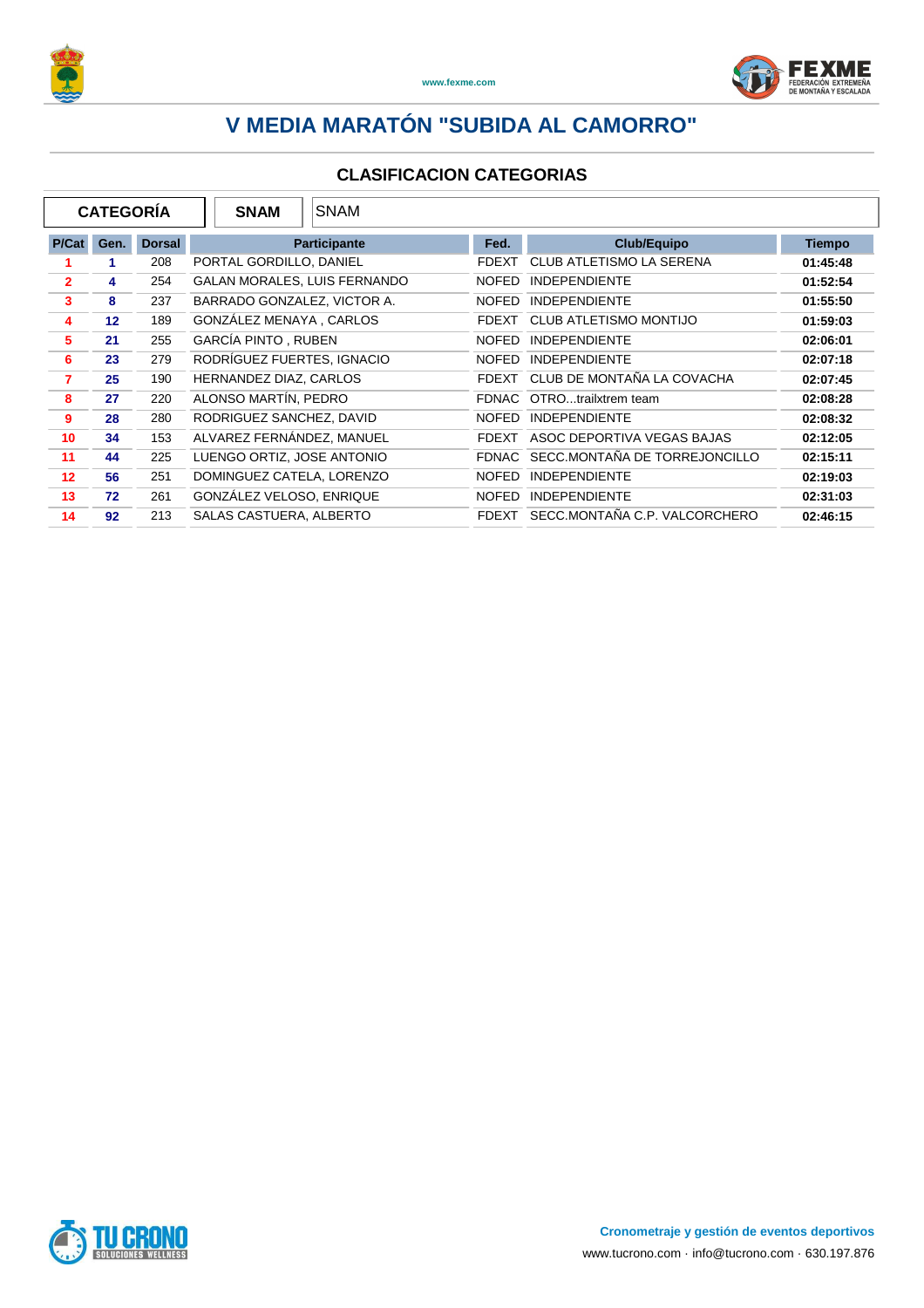# V MEDIA MARATÓN "SUBIDA AL CAMORRO"

## CLASIFICACION CATEGORIAS

| CATEGORÍA | SNAM | SNAM |
|---|---|---|

| P/Cat | Gen. | Dorsal | Participante | Fed. | Club/Equipo | Tiempo |
|---|---|---|---|---|---|---|
| 1 | 1 | 208 | PORTAL GORDILLO, DANIEL | FDEXT | CLUB ATLETISMO LA SERENA | 01:45:48 |
| 2 | 4 | 254 | GALAN MORALES, LUIS FERNANDO | NOFED | INDEPENDIENTE | 01:52:54 |
| 3 | 8 | 237 | BARRADO GONZALEZ, VICTOR A. | NOFED | INDEPENDIENTE | 01:55:50 |
| 4 | 12 | 189 | GONZÁLEZ MENAYA , CARLOS | FDEXT | CLUB ATLETISMO MONTIJO | 01:59:03 |
| 5 | 21 | 255 | GARCÍA PINTO , RUBEN | NOFED | INDEPENDIENTE | 02:06:01 |
| 6 | 23 | 279 | RODRÍGUEZ FUERTES, IGNACIO | NOFED | INDEPENDIENTE | 02:07:18 |
| 7 | 25 | 190 | HERNANDEZ DIAZ, CARLOS | FDEXT | CLUB DE MONTAÑA LA COVACHA | 02:07:45 |
| 8 | 27 | 220 | ALONSO MARTÍN, PEDRO | FDNAC | OTRO...trailxtrem team | 02:08:28 |
| 9 | 28 | 280 | RODRIGUEZ SANCHEZ, DAVID | NOFED | INDEPENDIENTE | 02:08:32 |
| 10 | 34 | 153 | ALVAREZ FERNÁNDEZ, MANUEL | FDEXT | ASOC DEPORTIVA VEGAS BAJAS | 02:12:05 |
| 11 | 44 | 225 | LUENGO ORTIZ, JOSE ANTONIO | FDNAC | SECC.MONTAÑA DE TORREJONCILLO | 02:15:11 |
| 12 | 56 | 251 | DOMINGUEZ CATELA, LORENZO | NOFED | INDEPENDIENTE | 02:19:03 |
| 13 | 72 | 261 | GONZÁLEZ VELOSO, ENRIQUE | NOFED | INDEPENDIENTE | 02:31:03 |
| 14 | 92 | 213 | SALAS CASTUERA, ALBERTO | FDEXT | SECC.MONTAÑA C.P. VALCORCHERO | 02:46:15 |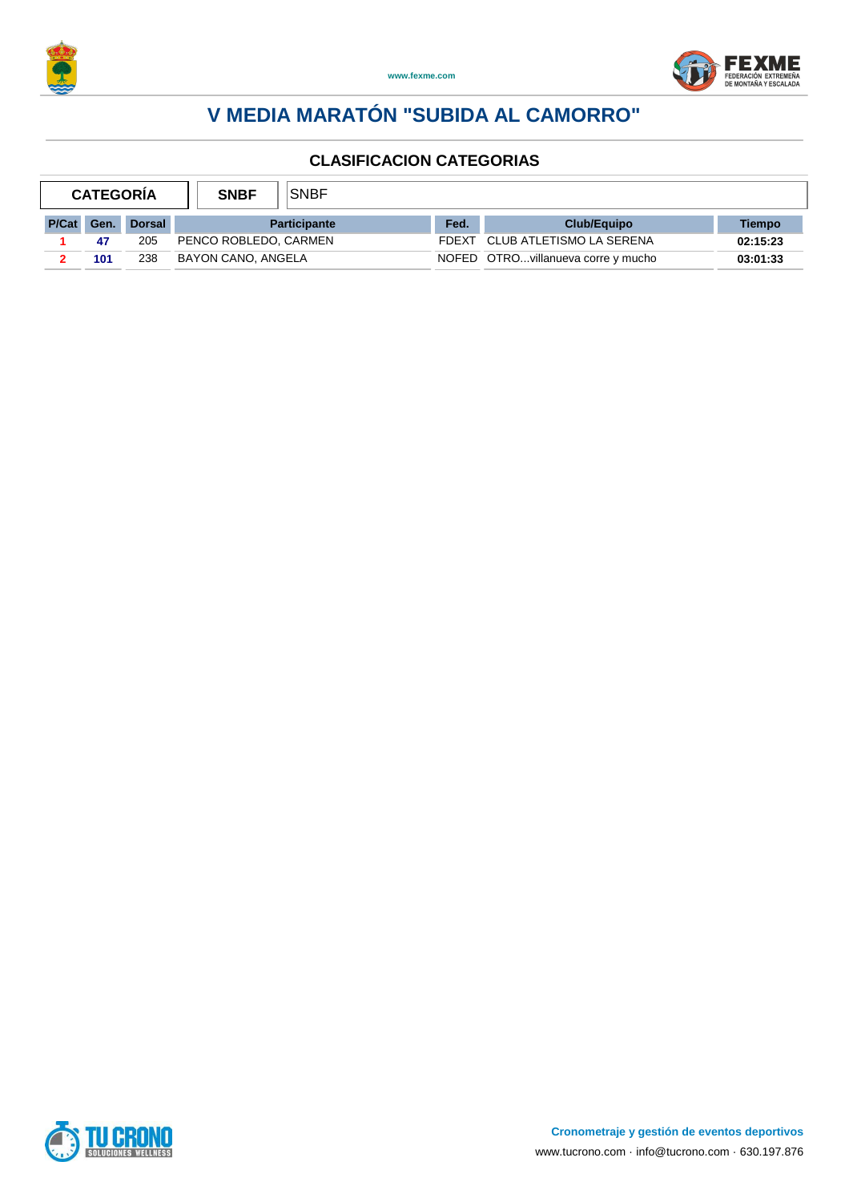# V MEDIA MARATÓN "SUBIDA AL CAMORRO"

## CLASIFICACION CATEGORIAS

| CATEGORÍA | SNBF | SNBF |
|---|---|---|

| P/Cat | Gen. | Dorsal | Participante | Fed. | Club/Equipo | Tiempo |
|---|---|---|---|---|---|---|
| 1 | 47 | 205 | PENCO ROBLEDO, CARMEN | FDEXT | CLUB ATLETISMO LA SERENA | 02:15:23 |
| 2 | 101 | 238 | BAYON CANO, ANGELA | NOFED | OTRO...villanueva corre y mucho | 03:01:33 |

**Cronometraje y gestión de eventos deportivos**
www.tucrono.com · info@tucrono.com · 630.197.876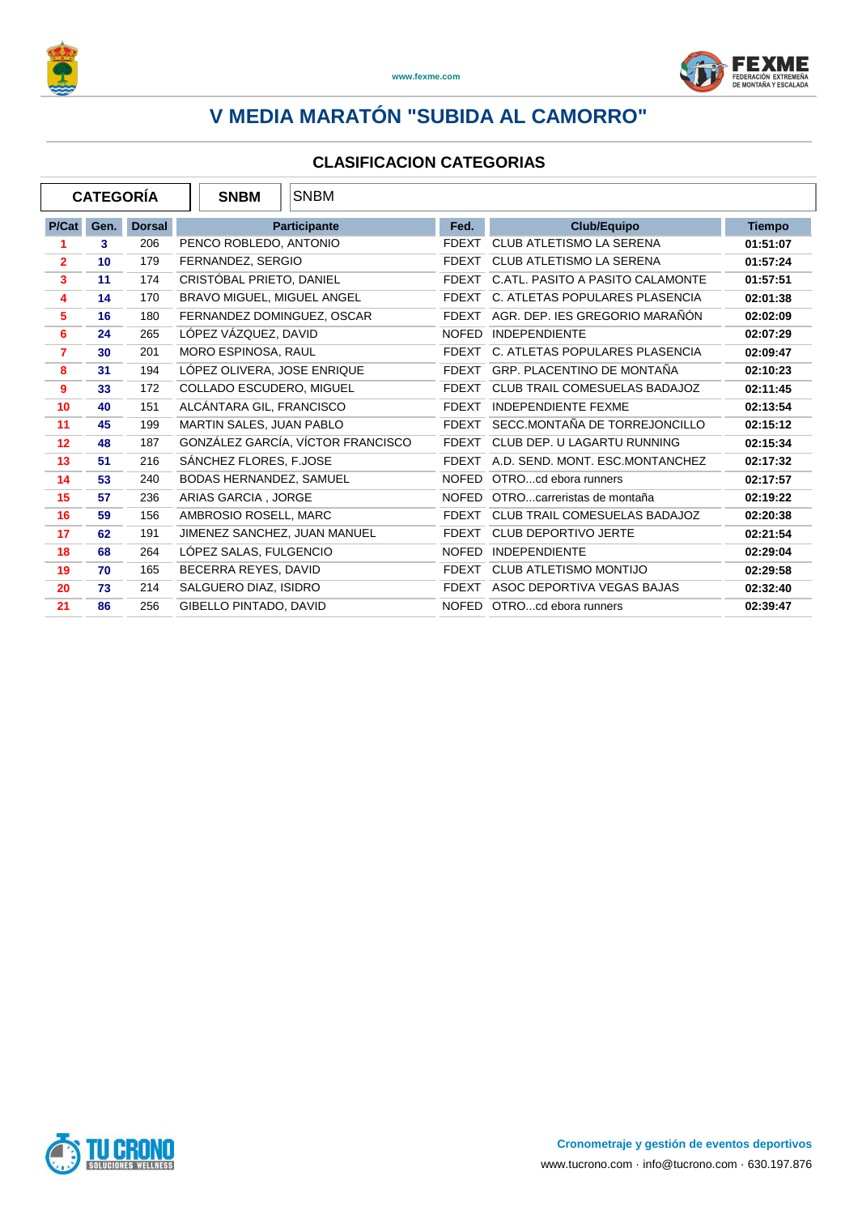# V MEDIA MARATÓN "SUBIDA AL CAMORRO"

## CLASIFICACION CATEGORIAS

| CATEGORÍA | SNBM | SNBM |
|---|---|---|

| P/Cat | Gen. | Dorsal | Participante | Fed. | Club/Equipo | Tiempo |
|---|---|---|---|---|---|---|
| 1 | 3 | 206 | PENCO ROBLEDO, ANTONIO | FDEXT | CLUB ATLETISMO LA SERENA | 01:51:07 |
| 2 | 10 | 179 | FERNANDEZ, SERGIO | FDEXT | CLUB ATLETISMO LA SERENA | 01:57:24 |
| 3 | 11 | 174 | CRISTÓBAL PRIETO, DANIEL | FDEXT | C.ATL. PASITO A PASITO CALAMONTE | 01:57:51 |
| 4 | 14 | 170 | BRAVO MIGUEL, MIGUEL ANGEL | FDEXT | C. ATLETAS POPULARES PLASENCIA | 02:01:38 |
| 5 | 16 | 180 | FERNANDEZ DOMINGUEZ, OSCAR | FDEXT | AGR. DEP. IES GREGORIO MARAÑÓN | 02:02:09 |
| 6 | 24 | 265 | LÓPEZ VÁZQUEZ, DAVID | NOFED | INDEPENDIENTE | 02:07:29 |
| 7 | 30 | 201 | MORO ESPINOSA, RAUL | FDEXT | C. ATLETAS POPULARES PLASENCIA | 02:09:47 |
| 8 | 31 | 194 | LÓPEZ OLIVERA, JOSE ENRIQUE | FDEXT | GRP. PLACENTINO DE MONTAÑA | 02:10:23 |
| 9 | 33 | 172 | COLLADO ESCUDERO, MIGUEL | FDEXT | CLUB TRAIL COMESUELAS BADAJOZ | 02:11:45 |
| 10 | 40 | 151 | ALCÁNTARA GIL, FRANCISCO | FDEXT | INDEPENDIENTE FEXME | 02:13:54 |
| 11 | 45 | 199 | MARTIN SALES, JUAN PABLO | FDEXT | SECC.MONTAÑA DE TORREJONCILLO | 02:15:12 |
| 12 | 48 | 187 | GONZÁLEZ GARCÍA, VÍCTOR FRANCISCO | FDEXT | CLUB DEP. U LAGARTU RUNNING | 02:15:34 |
| 13 | 51 | 216 | SÁNCHEZ FLORES, F.JOSE | FDEXT | A.D. SEND. MONT. ESC.MONTANCHEZ | 02:17:32 |
| 14 | 53 | 240 | BODAS HERNANDEZ, SAMUEL | NOFED | OTRO...cd ebora runners | 02:17:57 |
| 15 | 57 | 236 | ARIAS GARCIA , JORGE | NOFED | OTRO...carreristas de montaña | 02:19:22 |
| 16 | 59 | 156 | AMBROSIO ROSELL, MARC | FDEXT | CLUB TRAIL COMESUELAS BADAJOZ | 02:20:38 |
| 17 | 62 | 191 | JIMENEZ SANCHEZ, JUAN MANUEL | FDEXT | CLUB DEPORTIVO JERTE | 02:21:54 |
| 18 | 68 | 264 | LÓPEZ SALAS, FULGENCIO | NOFED | INDEPENDIENTE | 02:29:04 |
| 19 | 70 | 165 | BECERRA REYES, DAVID | FDEXT | CLUB ATLETISMO MONTIJO | 02:29:58 |
| 20 | 73 | 214 | SALGUERO DIAZ, ISIDRO | FDEXT | ASOC DEPORTIVA VEGAS BAJAS | 02:32:40 |
| 21 | 86 | 256 | GIBELLO PINTADO, DAVID | NOFED | OTRO...cd ebora runners | 02:39:47 |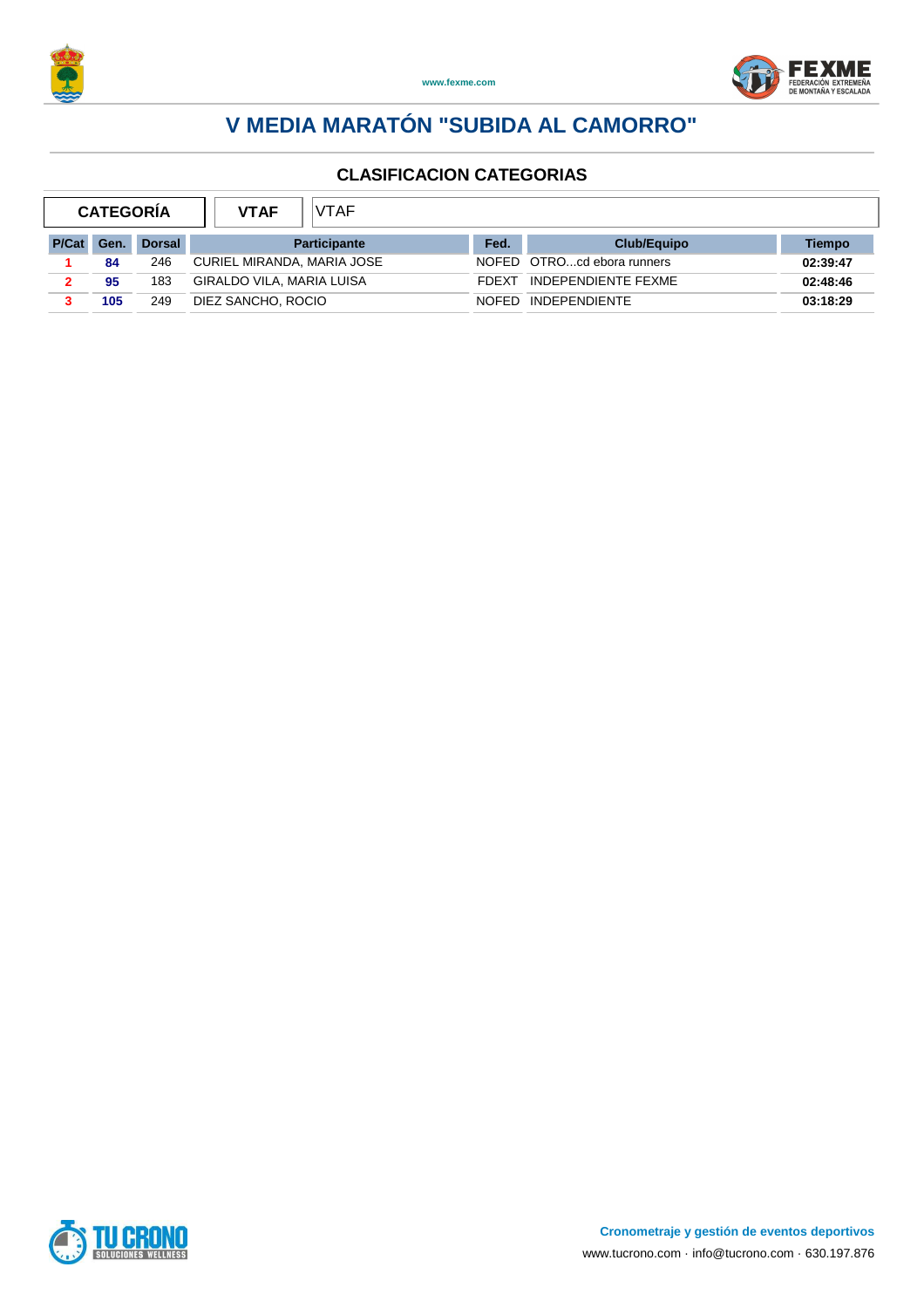# V MEDIA MARATÓN "SUBIDA AL CAMORRO"

## CLASIFICACION CATEGORIAS

| CATEGORÍA | VTAF | VTAF |
|---|---|---|

| P/Cat | Gen. | Dorsal | Participante | Fed. | Club/Equipo | Tiempo |
|---|---|---|---|---|---|---|
| 1 | 84 | 246 | CURIEL MIRANDA, MARIA JOSE | NOFED | OTRO...cd ebora runners | 02:39:47 |
| 2 | 95 | 183 | GIRALDO VILA, MARIA LUISA | FDEXT | INDEPENDIENTE FEXME | 02:48:46 |
| 3 | 105 | 249 | DIEZ SANCHO, ROCIO | NOFED | INDEPENDIENTE | 03:18:29 |

**Cronometraje y gestión de eventos deportivos**

www.tucrono.com · info@tucrono.com · 630.197.876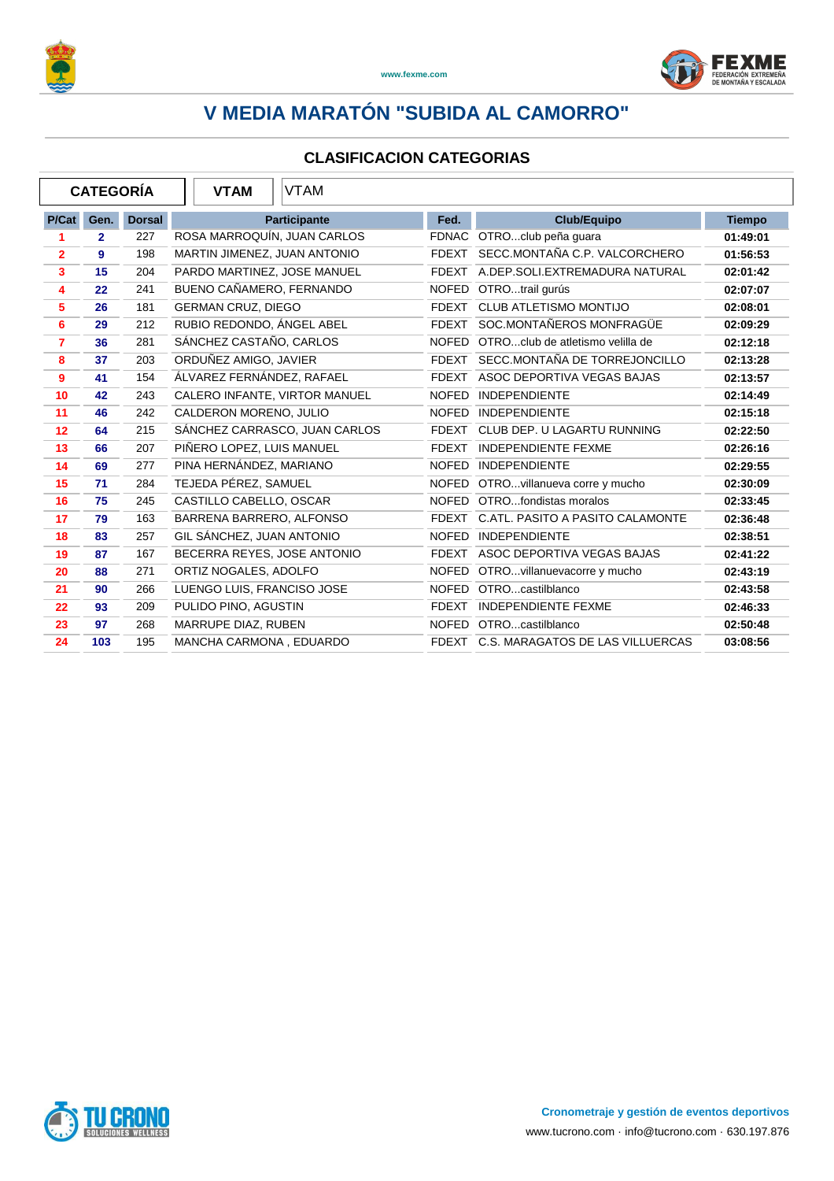# V MEDIA MARATÓN "SUBIDA AL CAMORRO"

## CLASIFICACION CATEGORIAS

| CATEGORÍA | VTAM | VTAM |
|---|---|---|

| P/Cat | Gen. | Dorsal | Participante | Fed. | Club/Equipo | Tiempo |
|---|---|---|---|---|---|---|
| 1 | 2 | 227 | ROSA MARROQUÍN, JUAN CARLOS | FDNAC | OTRO...club peña guara | 01:49:01 |
| 2 | 9 | 198 | MARTIN JIMENEZ, JUAN ANTONIO | FDEXT | SECC.MONTAÑA C.P. VALCORCHERO | 01:56:53 |
| 3 | 15 | 204 | PARDO MARTINEZ, JOSE MANUEL | FDEXT | A.DEP.SOLI.EXTREMADURA NATURAL | 02:01:42 |
| 4 | 22 | 241 | BUENO CAÑAMERO, FERNANDO | NOFED | OTRO...trail gurús | 02:07:07 |
| 5 | 26 | 181 | GERMAN CRUZ, DIEGO | FDEXT | CLUB ATLETISMO MONTIJO | 02:08:01 |
| 6 | 29 | 212 | RUBIO REDONDO, ÁNGEL ABEL | FDEXT | SOC.MONTAÑEROS MONFRAGÜE | 02:09:29 |
| 7 | 36 | 281 | SÁNCHEZ CASTAÑO, CARLOS | NOFED | OTRO...club de atletismo velilla de | 02:12:18 |
| 8 | 37 | 203 | ORDUÑEZ AMIGO, JAVIER | FDEXT | SECC.MONTAÑA DE TORREJONCILLO | 02:13:28 |
| 9 | 41 | 154 | ÁLVAREZ FERNÁNDEZ, RAFAEL | FDEXT | ASOC DEPORTIVA VEGAS BAJAS | 02:13:57 |
| 10 | 42 | 243 | CALERO INFANTE, VIRTOR MANUEL | NOFED | INDEPENDIENTE | 02:14:49 |
| 11 | 46 | 242 | CALDERON MORENO, JULIO | NOFED | INDEPENDIENTE | 02:15:18 |
| 12 | 64 | 215 | SÁNCHEZ CARRASCO, JUAN CARLOS | FDEXT | CLUB DEP. U LAGARTU RUNNING | 02:22:50 |
| 13 | 66 | 207 | PIÑERO LOPEZ, LUIS MANUEL | FDEXT | INDEPENDIENTE FEXME | 02:26:16 |
| 14 | 69 | 277 | PINA HERNÁNDEZ, MARIANO | NOFED | INDEPENDIENTE | 02:29:55 |
| 15 | 71 | 284 | TEJEDA PÉREZ, SAMUEL | NOFED | OTRO...villanueva corre y mucho | 02:30:09 |
| 16 | 75 | 245 | CASTILLO CABELLO, OSCAR | NOFED | OTRO...fondistas moralos | 02:33:45 |
| 17 | 79 | 163 | BARRENA BARRERO, ALFONSO | FDEXT | C.ATL. PASITO A PASITO CALAMONTE | 02:36:48 |
| 18 | 83 | 257 | GIL SÁNCHEZ, JUAN ANTONIO | NOFED | INDEPENDIENTE | 02:38:51 |
| 19 | 87 | 167 | BECERRA REYES, JOSE ANTONIO | FDEXT | ASOC DEPORTIVA VEGAS BAJAS | 02:41:22 |
| 20 | 88 | 271 | ORTIZ NOGALES, ADOLFO | NOFED | OTRO...villanuevacorre y mucho | 02:43:19 |
| 21 | 90 | 266 | LUENGO LUIS, FRANCISO JOSE | NOFED | OTRO...castilblanco | 02:43:58 |
| 22 | 93 | 209 | PULIDO PINO, AGUSTIN | FDEXT | INDEPENDIENTE FEXME | 02:46:33 |
| 23 | 97 | 268 | MARRUPE DIAZ, RUBEN | NOFED | OTRO...castilblanco | 02:50:48 |
| 24 | 103 | 195 | MANCHA CARMONA , EDUARDO | FDEXT | C.S. MARAGATOS DE LAS VILLUERCAS | 03:08:56 |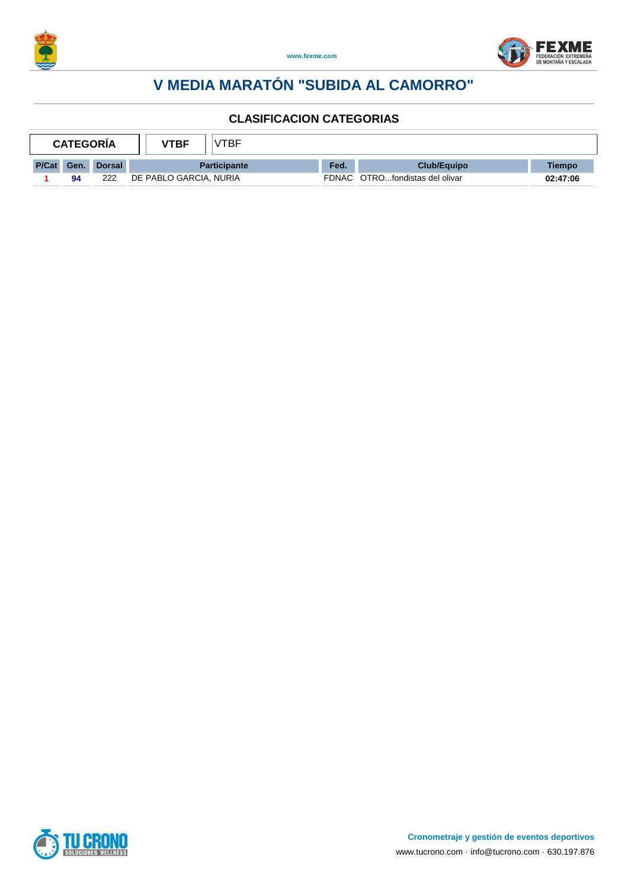# V MEDIA MARATÓN "SUBIDA AL CAMORRO"

## CLASIFICACION CATEGORIAS

| CATEGORÍA | VTBF | VTBF |
|---|---|---|

| P/Cat | Gen. | Dorsal | Participante | Fed. | Club/Equipo | Tiempo |
|---|---|---|---|---|---|---|
| 1 | 94 | 222 | DE PABLO GARCIA, NURIA | FDNAC | OTRO...fondistas del olivar | 02:47:06 |

**Cronometraje y gestión de eventos deportivos**

www.tucrono.com · info@tucrono.com · 630.197.876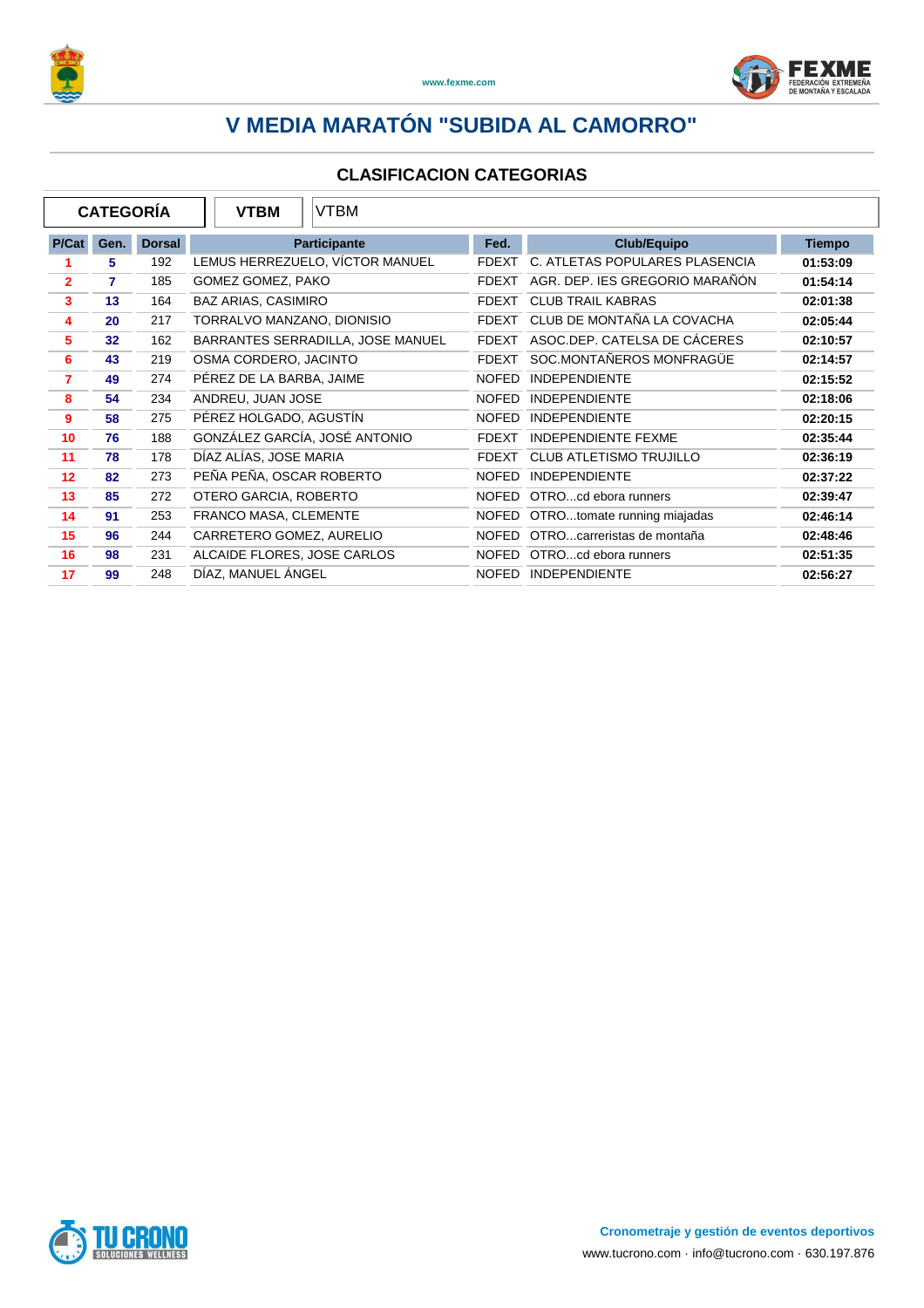# V MEDIA MARATÓN "SUBIDA AL CAMORRO"

## CLASIFICACION CATEGORIAS

| CATEGORÍA | VTBM | VTBM |
|---|---|---|

| P/Cat | Gen. | Dorsal | Participante | Fed. | Club/Equipo | Tiempo |
|---|---|---|---|---|---|---|
| 1 | 5 | 192 | LEMUS HERREZUELO, VÍCTOR MANUEL | FDEXT | C. ATLETAS POPULARES PLASENCIA | 01:53:09 |
| 2 | 7 | 185 | GOMEZ GOMEZ, PAKO | FDEXT | AGR. DEP. IES GREGORIO MARAÑÓN | 01:54:14 |
| 3 | 13 | 164 | BAZ ARIAS, CASIMIRO | FDEXT | CLUB TRAIL KABRAS | 02:01:38 |
| 4 | 20 | 217 | TORRALVO MANZANO, DIONISIO | FDEXT | CLUB DE MONTAÑA LA COVACHA | 02:05:44 |
| 5 | 32 | 162 | BARRANTES SERRADILLA, JOSE MANUEL | FDEXT | ASOC.DEP. CATELSA DE CÁCERES | 02:10:57 |
| 6 | 43 | 219 | OSMA CORDERO, JACINTO | FDEXT | SOC.MONTAÑEROS MONFRAGÜE | 02:14:57 |
| 7 | 49 | 274 | PÉREZ DE LA BARBA, JAIME | NOFED | INDEPENDIENTE | 02:15:52 |
| 8 | 54 | 234 | ANDREU, JUAN JOSE | NOFED | INDEPENDIENTE | 02:18:06 |
| 9 | 58 | 275 | PÉREZ HOLGADO, AGUSTÍN | NOFED | INDEPENDIENTE | 02:20:15 |
| 10 | 76 | 188 | GONZÁLEZ GARCÍA, JOSÉ ANTONIO | FDEXT | INDEPENDIENTE FEXME | 02:35:44 |
| 11 | 78 | 178 | DÍAZ ALÍAS, JOSE MARIA | FDEXT | CLUB ATLETISMO TRUJILLO | 02:36:19 |
| 12 | 82 | 273 | PEÑA PEÑA, OSCAR ROBERTO | NOFED | INDEPENDIENTE | 02:37:22 |
| 13 | 85 | 272 | OTERO GARCIA, ROBERTO | NOFED | OTRO...cd ebora runners | 02:39:47 |
| 14 | 91 | 253 | FRANCO MASA, CLEMENTE | NOFED | OTRO...tomate running miajadas | 02:46:14 |
| 15 | 96 | 244 | CARRETERO GOMEZ, AURELIO | NOFED | OTRO...carreristas de montaña | 02:48:46 |
| 16 | 98 | 231 | ALCAIDE FLORES, JOSE CARLOS | NOFED | OTRO...cd ebora runners | 02:51:35 |
| 17 | 99 | 248 | DÍAZ, MANUEL ÁNGEL | NOFED | INDEPENDIENTE | 02:56:27 |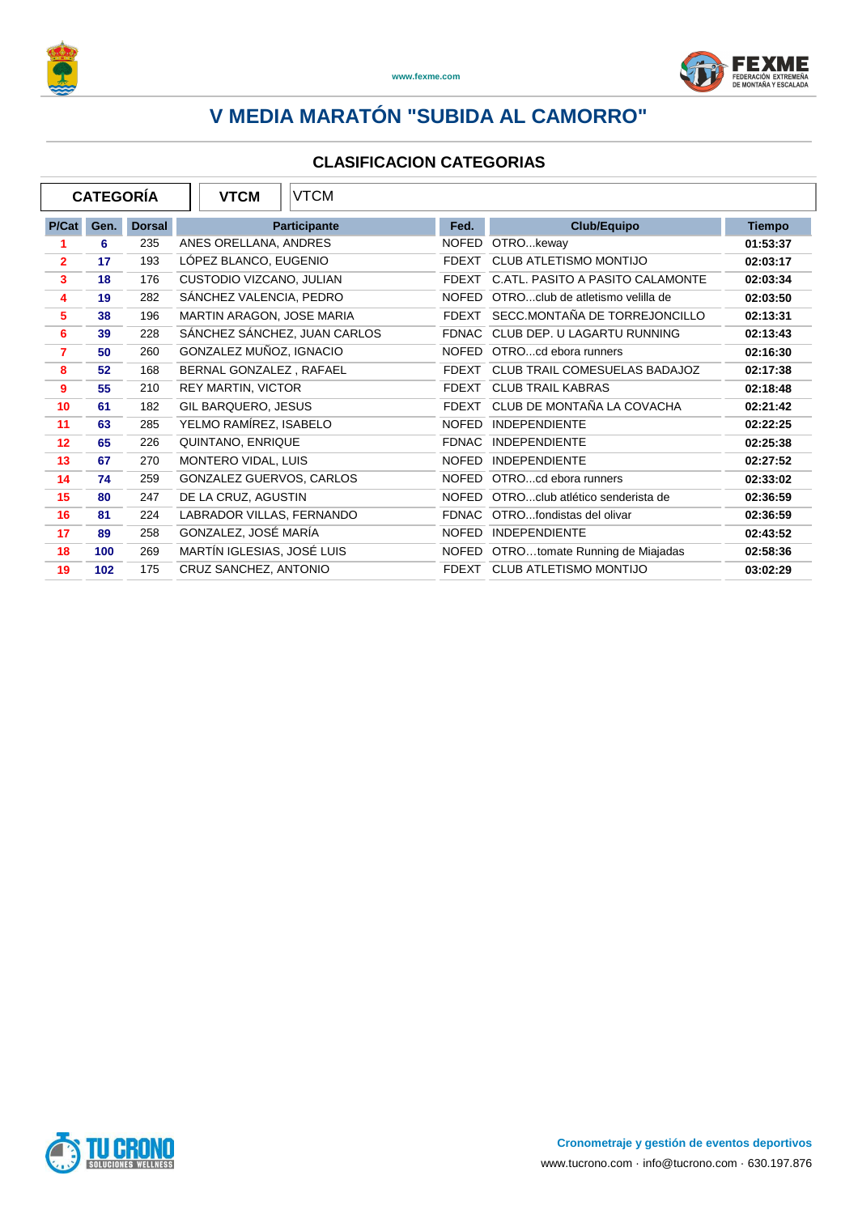# V MEDIA MARATÓN "SUBIDA AL CAMORRO"

### CLASIFICACION CATEGORIAS

| CATEGORÍA | VTCM | VTCM |
|---|---|---|

| P/Cat | Gen. | Dorsal | Participante | Fed. | Club/Equipo | Tiempo |
|---|---|---|---|---|---|---|
| 1 | 6 | 235 | ANES ORELLANA, ANDRES | NOFED | OTRO...keway | 01:53:37 |
| 2 | 17 | 193 | LÓPEZ BLANCO, EUGENIO | FDEXT | CLUB ATLETISMO MONTIJO | 02:03:17 |
| 3 | 18 | 176 | CUSTODIO VIZCANO, JULIAN | FDEXT | C.ATL. PASITO A PASITO CALAMONTE | 02:03:34 |
| 4 | 19 | 282 | SÁNCHEZ VALENCIA, PEDRO | NOFED | OTRO...club de atletismo velilla de | 02:03:50 |
| 5 | 38 | 196 | MARTIN ARAGON, JOSE MARIA | FDEXT | SECC.MONTAÑA DE TORREJONCILLO | 02:13:31 |
| 6 | 39 | 228 | SÁNCHEZ SÁNCHEZ, JUAN CARLOS | FDNAC | CLUB DEP. U LAGARTU RUNNING | 02:13:43 |
| 7 | 50 | 260 | GONZALEZ MUÑOZ, IGNACIO | NOFED | OTRO...cd ebora runners | 02:16:30 |
| 8 | 52 | 168 | BERNAL GONZALEZ , RAFAEL | FDEXT | CLUB TRAIL COMESUELAS BADAJOZ | 02:17:38 |
| 9 | 55 | 210 | REY MARTIN, VICTOR | FDEXT | CLUB TRAIL KABRAS | 02:18:48 |
| 10 | 61 | 182 | GIL BARQUERO, JESUS | FDEXT | CLUB DE MONTAÑA LA COVACHA | 02:21:42 |
| 11 | 63 | 285 | YELMO RAMÍREZ, ISABELO | NOFED | INDEPENDIENTE | 02:22:25 |
| 12 | 65 | 226 | QUINTANO, ENRIQUE | FDNAC | INDEPENDIENTE | 02:25:38 |
| 13 | 67 | 270 | MONTERO VIDAL, LUIS | NOFED | INDEPENDIENTE | 02:27:52 |
| 14 | 74 | 259 | GONZALEZ GUERVOS, CARLOS | NOFED | OTRO...cd ebora runners | 02:33:02 |
| 15 | 80 | 247 | DE LA CRUZ, AGUSTIN | NOFED | OTRO...club atlético senderista de | 02:36:59 |
| 16 | 81 | 224 | LABRADOR VILLAS, FERNANDO | FDNAC | OTRO...fondistas del olivar | 02:36:59 |
| 17 | 89 | 258 | GONZALEZ, JOSÉ MARÍA | NOFED | INDEPENDIENTE | 02:43:52 |
| 18 | 100 | 269 | MARTÍN IGLESIAS, JOSÉ LUIS | NOFED | OTRO...tomate Running de Miajadas | 02:58:36 |
| 19 | 102 | 175 | CRUZ SANCHEZ, ANTONIO | FDEXT | CLUB ATLETISMO MONTIJO | 03:02:29 |

**Cronometraje y gestión de eventos deportivos**

www.tucrono.com · info@tucrono.com · 630.197.876